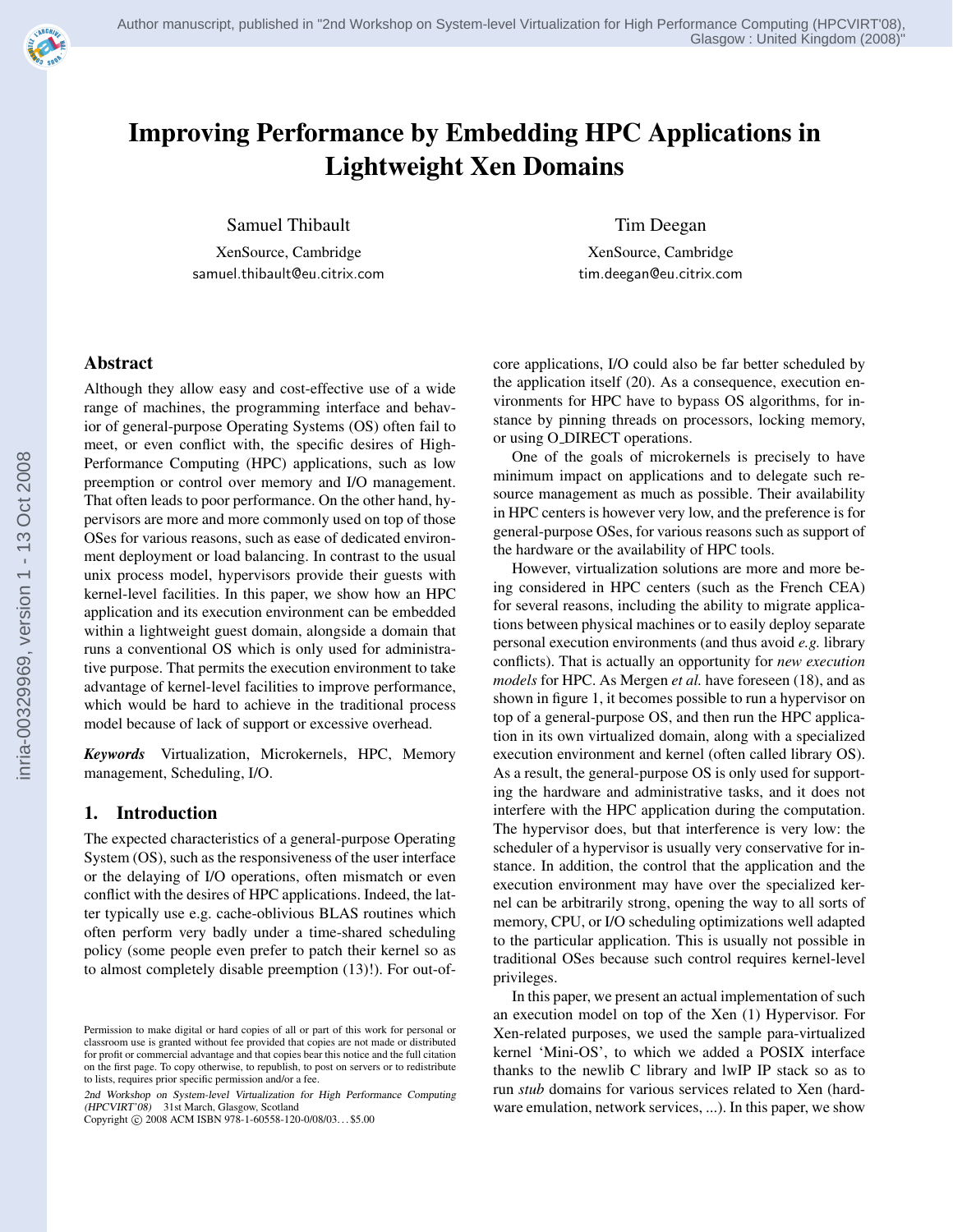# Improving Performance by Embedding HPC Applications in Lightweight Xen Domains

Samuel Thibault
XenSource, Cambridge
samuel.thibault@eu.citrix.com

Tim Deegan
XenSource, Cambridge
tim.deegan@eu.citrix.com

## Abstract

Although they allow easy and cost-effective use of a wide range of machines, the programming interface and behavior of general-purpose Operating Systems (OS) often fail to meet, or even conflict with, the specific desires of High-Performance Computing (HPC) applications, such as low preemption or control over memory and I/O management. That often leads to poor performance. On the other hand, hypervisors are more and more commonly used on top of those OSes for various reasons, such as ease of dedicated environment deployment or load balancing. In contrast to the usual unix process model, hypervisors provide their guests with kernel-level facilities. In this paper, we show how an HPC application and its execution environment can be embedded within a lightweight guest domain, alongside a domain that runs a conventional OS which is only used for administrative purpose. That permits the execution environment to take advantage of kernel-level facilities to improve performance, which would be hard to achieve in the traditional process model because of lack of support or excessive overhead.

***Keywords*** Virtualization, Microkernels, HPC, Memory management, Scheduling, I/O.

## 1. Introduction

The expected characteristics of a general-purpose Operating System (OS), such as the responsiveness of the user interface or the delaying of I/O operations, often mismatch or even conflict with the desires of HPC applications. Indeed, the latter typically use e.g. cache-oblivious BLAS routines which often perform very badly under a time-shared scheduling policy (some people even prefer to patch their kernel so as to almost completely disable preemption (13)!). For out-of-core applications, I/O could also be far better scheduled by the application itself (20). As a consequence, execution environments for HPC have to bypass OS algorithms, for instance by pinning threads on processors, locking memory, or using O_DIRECT operations.

One of the goals of microkernels is precisely to have minimum impact on applications and to delegate such resource management as much as possible. Their availability in HPC centers is however very low, and the preference is for general-purpose OSes, for various reasons such as support of the hardware or the availability of HPC tools.

However, virtualization solutions are more and more being considered in HPC centers (such as the French CEA) for several reasons, including the ability to migrate applications between physical machines or to easily deploy separate personal execution environments (and thus avoid *e.g.* library conflicts). That is actually an opportunity for *new execution models* for HPC. As Mergen *et al.* have foreseen (18), and as shown in figure 1, it becomes possible to run a hypervisor on top of a general-purpose OS, and then run the HPC application in its own virtualized domain, along with a specialized execution environment and kernel (often called library OS). As a result, the general-purpose OS is only used for supporting the hardware and administrative tasks, and it does not interfere with the HPC application during the computation. The hypervisor does, but that interference is very low: the scheduler of a hypervisor is usually very conservative for instance. In addition, the control that the application and the execution environment may have over the specialized kernel can be arbitrarily strong, opening the way to all sorts of memory, CPU, or I/O scheduling optimizations well adapted to the particular application. This is usually not possible in traditional OSes because such control requires kernel-level privileges.

In this paper, we present an actual implementation of such an execution model on top of the Xen (1) Hypervisor. For Xen-related purposes, we used the sample para-virtualized kernel 'Mini-OS', to which we added a POSIX interface thanks to the newlib C library and lwIP IP stack so as to run *stub* domains for various services related to Xen (hardware emulation, network services, ...). In this paper, we show

Permission to make digital or hard copies of all or part of this work for personal or classroom use is granted without fee provided that copies are not made or distributed for profit or commercial advantage and that copies bear this notice and the full citation on the first page. To copy otherwise, to republish, to post on servers or to redistribute to lists, requires prior specific permission and/or a fee.

*2nd Workshop on System-level Virtualization for High Performance Computing (HPCVIRT'08)* 31st March, Glasgow, Scotland
Copyright © 2008 ACM ISBN 978-1-60558-120-0/08/03. . . $5.00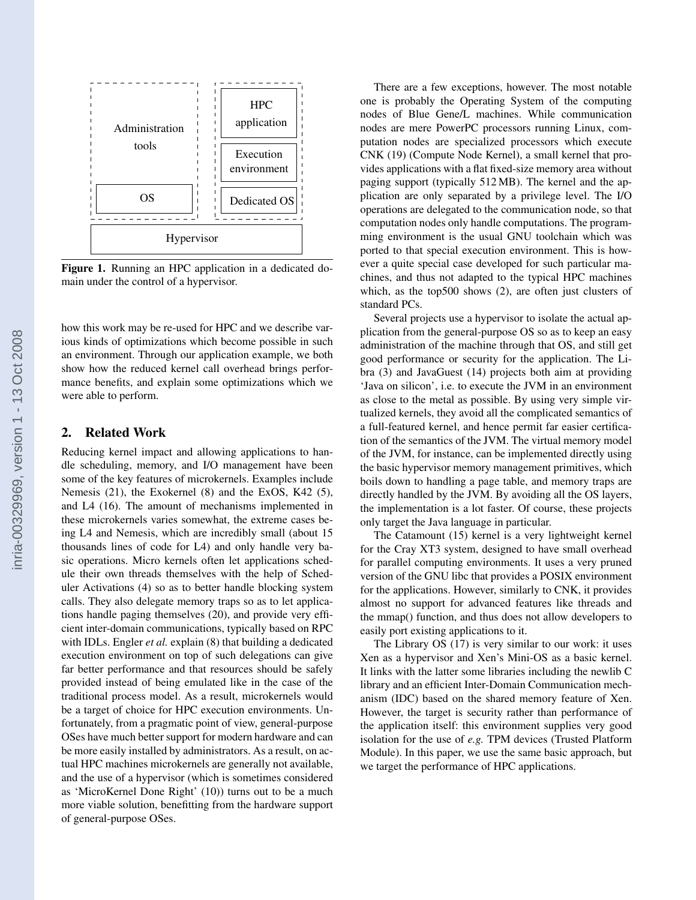Administration tools

OS

HPC application

Execution environment

Dedicated OS

Hypervisor

**Figure 1.** Running an HPC application in a dedicated domain under the control of a hypervisor.

how this work may be re-used for HPC and we describe various kinds of optimizations which become possible in such an environment. Through our application example, we both show how the reduced kernel call overhead brings performance benefits, and explain some optimizations which we were able to perform.

## 2. Related Work

Reducing kernel impact and allowing applications to handle scheduling, memory, and I/O management have been some of the key features of microkernels. Examples include Nemesis (21), the Exokernel (8) and the ExOS, K42 (5), and L4 (16). The amount of mechanisms implemented in these microkernels varies somewhat, the extreme cases being L4 and Nemesis, which are incredibly small (about 15 thousands lines of code for L4) and only handle very basic operations. Micro kernels often let applications schedule their own threads themselves with the help of Scheduler Activations (4) so as to better handle blocking system calls. They also delegate memory traps so as to let applications handle paging themselves (20), and provide very efficient inter-domain communications, typically based on RPC with IDLs. Engler *et al.* explain (8) that building a dedicated execution environment on top of such delegations can give far better performance and that resources should be safely provided instead of being emulated like in the case of the traditional process model. As a result, microkernels would be a target of choice for HPC execution environments. Unfortunately, from a pragmatic point of view, general-purpose OSes have much better support for modern hardware and can be more easily installed by administrators. As a result, on actual HPC machines microkernels are generally not available, and the use of a hypervisor (which is sometimes considered as 'MicroKernel Done Right' (10)) turns out to be a much more viable solution, benefitting from the hardware support of general-purpose OSes.

There are a few exceptions, however. The most notable one is probably the Operating System of the computing nodes of Blue Gene/L machines. While communication nodes are mere PowerPC processors running Linux, computation nodes are specialized processors which execute CNK (19) (Compute Node Kernel), a small kernel that provides applications with a flat fixed-size memory area without paging support (typically 512 MB). The kernel and the application are only separated by a privilege level. The I/O operations are delegated to the communication node, so that computation nodes only handle computations. The programming environment is the usual GNU toolchain which was ported to that special execution environment. This is however a quite special case developed for such particular machines, and thus not adapted to the typical HPC machines which, as the top500 shows (2), are often just clusters of standard PCs.

Several projects use a hypervisor to isolate the actual application from the general-purpose OS so as to keep an easy administration of the machine through that OS, and still get good performance or security for the application. The Libra (3) and JavaGuest (14) projects both aim at providing 'Java on silicon', i.e. to execute the JVM in an environment as close to the metal as possible. By using very simple virtualized kernels, they avoid all the complicated semantics of a full-featured kernel, and hence permit far easier certification of the semantics of the JVM. The virtual memory model of the JVM, for instance, can be implemented directly using the basic hypervisor memory management primitives, which boils down to handling a page table, and memory traps are directly handled by the JVM. By avoiding all the OS layers, the implementation is a lot faster. Of course, these projects only target the Java language in particular.

The Catamount (15) kernel is a very lightweight kernel for the Cray XT3 system, designed to have small overhead for parallel computing environments. It uses a very pruned version of the GNU libc that provides a POSIX environment for the applications. However, similarly to CNK, it provides almost no support for advanced features like threads and the mmap() function, and thus does not allow developers to easily port existing applications to it.

The Library OS (17) is very similar to our work: it uses Xen as a hypervisor and Xen's Mini-OS as a basic kernel. It links with the latter some libraries including the newlib C library and an efficient Inter-Domain Communication mechanism (IDC) based on the shared memory feature of Xen. However, the target is security rather than performance of the application itself: this environment supplies very good isolation for the use of *e.g.* TPM devices (Trusted Platform Module). In this paper, we use the same basic approach, but we target the performance of HPC applications.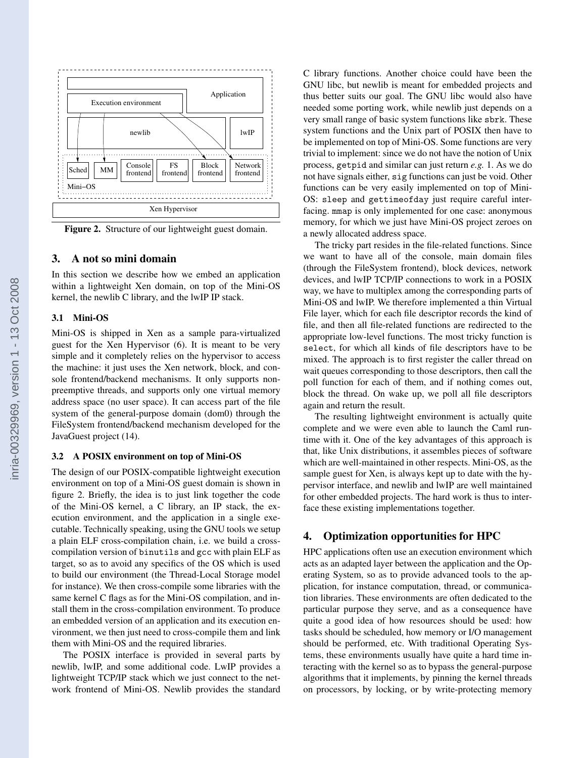Figure 2. Structure of our lightweight guest domain.

## 3. A not so mini domain

In this section we describe how we embed an application within a lightweight Xen domain, on top of the Mini-OS kernel, the newlib C library, and the lwIP IP stack.

### 3.1 Mini-OS

Mini-OS is shipped in Xen as a sample para-virtualized guest for the Xen Hypervisor (6). It is meant to be very simple and it completely relies on the hypervisor to access the machine: it just uses the Xen network, block, and console frontend/backend mechanisms. It only supports non-preemptive threads, and supports only one virtual memory address space (no user space). It can access part of the file system of the general-purpose domain (dom0) through the FileSystem frontend/backend mechanism developed for the JavaGuest project (14).

### 3.2 A POSIX environment on top of Mini-OS

The design of our POSIX-compatible lightweight execution environment on top of a Mini-OS guest domain is shown in figure 2. Briefly, the idea is to just link together the code of the Mini-OS kernel, a C library, an IP stack, the execution environment, and the application in a single executable. Technically speaking, using the GNU tools we setup a plain ELF cross-compilation chain, i.e. we build a cross-compilation version of `binutils` and `gcc` with plain ELF as target, so as to avoid any specifics of the OS which is used to build our environment (the Thread-Local Storage model for instance). We then cross-compile some libraries with the same kernel C flags as for the Mini-OS compilation, and install them in the cross-compilation environment. To produce an embedded version of an application and its execution environment, we then just need to cross-compile them and link them with Mini-OS and the required libraries.

The POSIX interface is provided in several parts by newlib, lwIP, and some additional code. LwIP provides a lightweight TCP/IP stack which we just connect to the network frontend of Mini-OS. Newlib provides the standard C library functions. Another choice could have been the GNU libc, but newlib is meant for embedded projects and thus better suits our goal. The GNU libc would also have needed some porting work, while newlib just depends on a very small range of basic system functions like `sbrk`. These system functions and the Unix part of POSIX then have to be implemented on top of Mini-OS. Some functions are very trivial to implement: since we do not have the notion of Unix process, `getpid` and similar can just return *e.g.* 1. As we do not have signals either, `sig` functions can just be void. Other functions can be very easily implemented on top of Mini-OS: `sleep` and `gettimeofday` just require careful interfacing. `mmap` is only implemented for one case: anonymous memory, for which we just have Mini-OS project zeroes on a newly allocated address space.

The tricky part resides in the file-related functions. Since we want to have all of the console, main domain files (through the FileSystem frontend), block devices, network devices, and lwIP TCP/IP connections to work in a POSIX way, we have to multiplex among the corresponding parts of Mini-OS and lwIP. We therefore implemented a thin Virtual File layer, which for each file descriptor records the kind of file, and then all file-related functions are redirected to the appropriate low-level functions. The most tricky function is `select`, for which all kinds of file descriptors have to be mixed. The approach is to first register the caller thread on wait queues corresponding to those descriptors, then call the poll function for each of them, and if nothing comes out, block the thread. On wake up, we poll all file descriptors again and return the result.

The resulting lightweight environment is actually quite complete and we were even able to launch the Caml runtime with it. One of the key advantages of this approach is that, like Unix distributions, it assembles pieces of software which are well-maintained in other respects. Mini-OS, as the sample guest for Xen, is always kept up to date with the hypervisor interface, and newlib and lwIP are well maintained for other embedded projects. The hard work is thus to interface these existing implementations together.

## 4. Optimization opportunities for HPC

HPC applications often use an execution environment which acts as an adapted layer between the application and the Operating System, so as to provide advanced tools to the application, for instance computation, thread, or communication libraries. These environments are often dedicated to the particular purpose they serve, and as a consequence have quite a good idea of how resources should be used: how tasks should be scheduled, how memory or I/O management should be performed, etc. With traditional Operating Systems, these environments usually have quite a hard time interacting with the kernel so as to bypass the general-purpose algorithms that it implements, by pinning the kernel threads on processors, by locking, or by write-protecting memory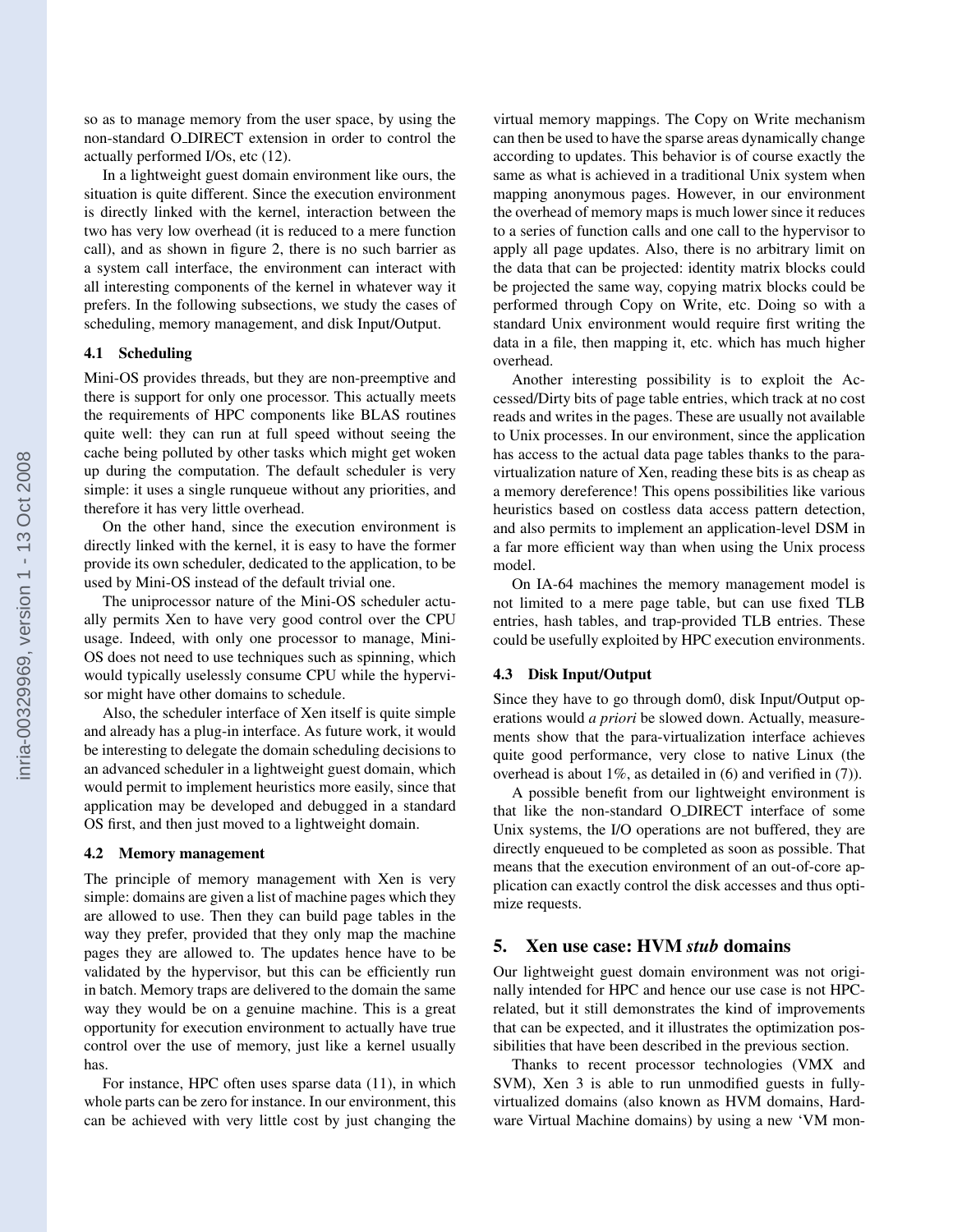so as to manage memory from the user space, by using the non-standard O_DIRECT extension in order to control the actually performed I/Os, etc (12).

In a lightweight guest domain environment like ours, the situation is quite different. Since the execution environment is directly linked with the kernel, interaction between the two has very low overhead (it is reduced to a mere function call), and as shown in figure 2, there is no such barrier as a system call interface, the environment can interact with all interesting components of the kernel in whatever way it prefers. In the following subsections, we study the cases of scheduling, memory management, and disk Input/Output.

### 4.1 Scheduling

Mini-OS provides threads, but they are non-preemptive and there is support for only one processor. This actually meets the requirements of HPC components like BLAS routines quite well: they can run at full speed without seeing the cache being polluted by other tasks which might get woken up during the computation. The default scheduler is very simple: it uses a single runqueue without any priorities, and therefore it has very little overhead.

On the other hand, since the execution environment is directly linked with the kernel, it is easy to have the former provide its own scheduler, dedicated to the application, to be used by Mini-OS instead of the default trivial one.

The uniprocessor nature of the Mini-OS scheduler actually permits Xen to have very good control over the CPU usage. Indeed, with only one processor to manage, Mini-OS does not need to use techniques such as spinning, which would typically uselessly consume CPU while the hypervisor might have other domains to schedule.

Also, the scheduler interface of Xen itself is quite simple and already has a plug-in interface. As future work, it would be interesting to delegate the domain scheduling decisions to an advanced scheduler in a lightweight guest domain, which would permit to implement heuristics more easily, since that application may be developed and debugged in a standard OS first, and then just moved to a lightweight domain.

### 4.2 Memory management

The principle of memory management with Xen is very simple: domains are given a list of machine pages which they are allowed to use. Then they can build page tables in the way they prefer, provided that they only map the machine pages they are allowed to. The updates hence have to be validated by the hypervisor, but this can be efficiently run in batch. Memory traps are delivered to the domain the same way they would be on a genuine machine. This is a great opportunity for execution environment to actually have true control over the use of memory, just like a kernel usually has.

For instance, HPC often uses sparse data (11), in which whole parts can be zero for instance. In our environment, this can be achieved with very little cost by just changing the virtual memory mappings. The Copy on Write mechanism can then be used to have the sparse areas dynamically change according to updates. This behavior is of course exactly the same as what is achieved in a traditional Unix system when mapping anonymous pages. However, in our environment the overhead of memory maps is much lower since it reduces to a series of function calls and one call to the hypervisor to apply all page updates. Also, there is no arbitrary limit on the data that can be projected: identity matrix blocks could be projected the same way, copying matrix blocks could be performed through Copy on Write, etc. Doing so with a standard Unix environment would require first writing the data in a file, then mapping it, etc. which has much higher overhead.

Another interesting possibility is to exploit the Accessed/Dirty bits of page table entries, which track at no cost reads and writes in the pages. These are usually not available to Unix processes. In our environment, since the application has access to the actual data page tables thanks to the para-virtualization nature of Xen, reading these bits is as cheap as a memory dereference! This opens possibilities like various heuristics based on costless data access pattern detection, and also permits to implement an application-level DSM in a far more efficient way than when using the Unix process model.

On IA-64 machines the memory management model is not limited to a mere page table, but can use fixed TLB entries, hash tables, and trap-provided TLB entries. These could be usefully exploited by HPC execution environments.

### 4.3 Disk Input/Output

Since they have to go through dom0, disk Input/Output operations would *a priori* be slowed down. Actually, measurements show that the para-virtualization interface achieves quite good performance, very close to native Linux (the overhead is about 1%, as detailed in (6) and verified in (7)).

A possible benefit from our lightweight environment is that like the non-standard O_DIRECT interface of some Unix systems, the I/O operations are not buffered, they are directly enqueued to be completed as soon as possible. That means that the execution environment of an out-of-core application can exactly control the disk accesses and thus optimize requests.

## 5. Xen use case: HVM *stub* domains

Our lightweight guest domain environment was not originally intended for HPC and hence our use case is not HPC-related, but it still demonstrates the kind of improvements that can be expected, and it illustrates the optimization possibilities that have been described in the previous section.

Thanks to recent processor technologies (VMX and SVM), Xen 3 is able to run unmodified guests in fully-virtualized domains (also known as HVM domains, Hardware Virtual Machine domains) by using a new 'VM mon-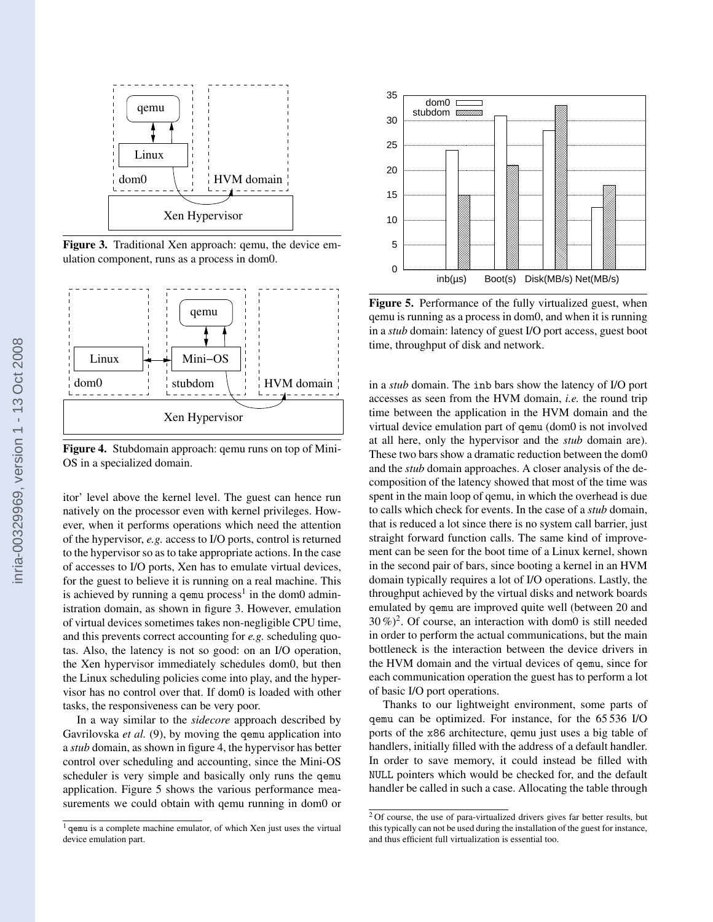Figure 3. Traditional Xen approach: qemu, the device emulation component, runs as a process in dom0.

Figure 4. Stubdomain approach: qemu runs on top of Mini-OS in a specialized domain.

itor' level above the kernel level. The guest can hence run natively on the processor even with kernel privileges. However, when it performs operations which need the attention of the hypervisor, *e.g.* access to I/O ports, control is returned to the hypervisor so as to take appropriate actions. In the case of accesses to I/O ports, Xen has to emulate virtual devices, for the guest to believe it is running on a real machine. This is achieved by running a `qemu` process[1] in the dom0 administration domain, as shown in figure 3. However, emulation of virtual devices sometimes takes non-negligible CPU time, and this prevents correct accounting for *e.g.* scheduling quotas. Also, the latency is not so good: on an I/O operation, the Xen hypervisor immediately schedules dom0, but then the Linux scheduling policies come into play, and the hypervisor has no control over that. If dom0 is loaded with other tasks, the responsiveness can be very poor.

In a way similar to the *sidecore* approach described by Gavrilovska *et al.* (9), by moving the `qemu` application into a *stub* domain, as shown in figure 4, the hypervisor has better control over scheduling and accounting, since the Mini-OS scheduler is very simple and basically only runs the `qemu` application. Figure 5 shows the various performance measurements we could obtain with qemu running in dom0 or in a *stub* domain. The `inb` bars show the latency of I/O port accesses as seen from the HVM domain, *i.e.* the round trip time between the application in the HVM domain and the virtual device emulation part of `qemu` (dom0 is not involved at all here, only the hypervisor and the *stub* domain are). These two bars show a dramatic reduction between the dom0 and the *stub* domain approaches. A closer analysis of the decomposition of the latency showed that most of the time was spent in the main loop of qemu, in which the overhead is due to calls which check for events. In the case of a *stub* domain, that is reduced a lot since there is no system call barrier, just straight forward function calls. The same kind of improvement can be seen for the boot time of a Linux kernel, shown in the second pair of bars, since booting a kernel in an HVM domain typically requires a lot of I/O operations. Lastly, the throughput achieved by the virtual disks and network boards emulated by `qemu` are improved quite well (between 20 and 30 %)[2]. Of course, an interaction with dom0 is still needed in order to perform the actual communications, but the main bottleneck is the interaction between the device drivers in the HVM domain and the virtual devices of `qemu`, since for each communication operation the guest has to perform a lot of basic I/O port operations.

Figure 5. Performance of the fully virtualized guest, when qemu is running as a process in dom0, and when it is running in a *stub* domain: latency of guest I/O port access, guest boot time, throughput of disk and network.

Thanks to our lightweight environment, some parts of `qemu` can be optimized. For instance, for the 65 536 I/O ports of the `x86` architecture, qemu just uses a big table of handlers, initially filled with the address of a default handler. In order to save memory, it could instead be filled with `NULL` pointers which would be checked for, and the default handler be called in such a case. Allocating the table through

[1] `qemu` is a complete machine emulator, of which Xen just uses the virtual device emulation part.

[2] Of course, the use of para-virtualized drivers gives far better results, but this typically can not be used during the installation of the guest for instance, and thus efficient full virtualization is essential too.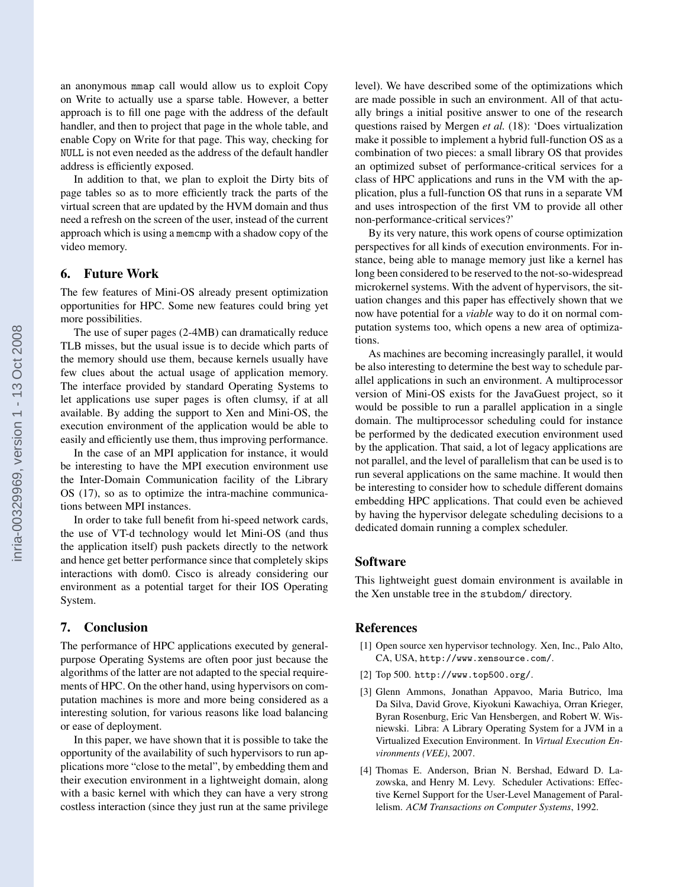an anonymous `mmap` call would allow us to exploit Copy on Write to actually use a sparse table. However, a better approach is to fill one page with the address of the default handler, and then to project that page in the whole table, and enable Copy on Write for that page. This way, checking for `NULL` is not even needed as the address of the default handler address is efficiently exposed.

In addition to that, we plan to exploit the Dirty bits of page tables so as to more efficiently track the parts of the virtual screen that are updated by the HVM domain and thus need a refresh on the screen of the user, instead of the current approach which is using a `memcmp` with a shadow copy of the video memory.

## 6. Future Work

The few features of Mini-OS already present optimization opportunities for HPC. Some new features could bring yet more possibilities.

The use of super pages (2-4MB) can dramatically reduce TLB misses, but the usual issue is to decide which parts of the memory should use them, because kernels usually have few clues about the actual usage of application memory. The interface provided by standard Operating Systems to let applications use super pages is often clumsy, if at all available. By adding the support to Xen and Mini-OS, the execution environment of the application would be able to easily and efficiently use them, thus improving performance.

In the case of an MPI application for instance, it would be interesting to have the MPI execution environment use the Inter-Domain Communication facility of the Library OS (17), so as to optimize the intra-machine communications between MPI instances.

In order to take full benefit from hi-speed network cards, the use of VT-d technology would let Mini-OS (and thus the application itself) push packets directly to the network and hence get better performance since that completely skips interactions with dom0. Cisco is already considering our environment as a potential target for their IOS Operating System.

## 7. Conclusion

The performance of HPC applications executed by general-purpose Operating Systems are often poor just because the algorithms of the latter are not adapted to the special requirements of HPC. On the other hand, using hypervisors on computation machines is more and more being considered as a interesting solution, for various reasons like load balancing or ease of deployment.

In this paper, we have shown that it is possible to take the opportunity of the availability of such hypervisors to run applications more "close to the metal", by embedding them and their execution environment in a lightweight domain, along with a basic kernel with which they can have a very strong costless interaction (since they just run at the same privilege level). We have described some of the optimizations which are made possible in such an environment. All of that actually brings a initial positive answer to one of the research questions raised by Mergen *et al.* (18): 'Does virtualization make it possible to implement a hybrid full-function OS as a combination of two pieces: a small library OS that provides an optimized subset of performance-critical services for a class of HPC applications and runs in the VM with the application, plus a full-function OS that runs in a separate VM and uses introspection of the first VM to provide all other non-performance-critical services?'

By its very nature, this work opens of course optimization perspectives for all kinds of execution environments. For instance, being able to manage memory just like a kernel has long been considered to be reserved to the not-so-widespread microkernel systems. With the advent of hypervisors, the situation changes and this paper has effectively shown that we now have potential for a *viable* way to do it on normal computation systems too, which opens a new area of optimizations.

As machines are becoming increasingly parallel, it would be also interesting to determine the best way to schedule parallel applications in such an environment. A multiprocessor version of Mini-OS exists for the JavaGuest project, so it would be possible to run a parallel application in a single domain. The multiprocessor scheduling could for instance be performed by the dedicated execution environment used by the application. That said, a lot of legacy applications are not parallel, and the level of parallelism that can be used is to run several applications on the same machine. It would then be interesting to consider how to schedule different domains embedding HPC applications. That could even be achieved by having the hypervisor delegate scheduling decisions to a dedicated domain running a complex scheduler.

## Software

This lightweight guest domain environment is available in the Xen unstable tree in the `stubdom/` directory.

## References

[1] Open source xen hypervisor technology. Xen, Inc., Palo Alto, CA, USA, `http://www.xensource.com/`.

[2] Top 500. `http://www.top500.org/`.

[3] Glenn Ammons, Jonathan Appavoo, Maria Butrico, lma Da Silva, David Grove, Kiyokuni Kawachiya, Orran Krieger, Byran Rosenburg, Eric Van Hensbergen, and Robert W. Wisniewski. Libra: A Library Operating System for a JVM in a Virtualized Execution Environment. In *Virtual Execution Environments (VEE)*, 2007.

[4] Thomas E. Anderson, Brian N. Bershad, Edward D. Lazowska, and Henry M. Levy. Scheduler Activations: Effective Kernel Support for the User-Level Management of Parallelism. *ACM Transactions on Computer Systems*, 1992.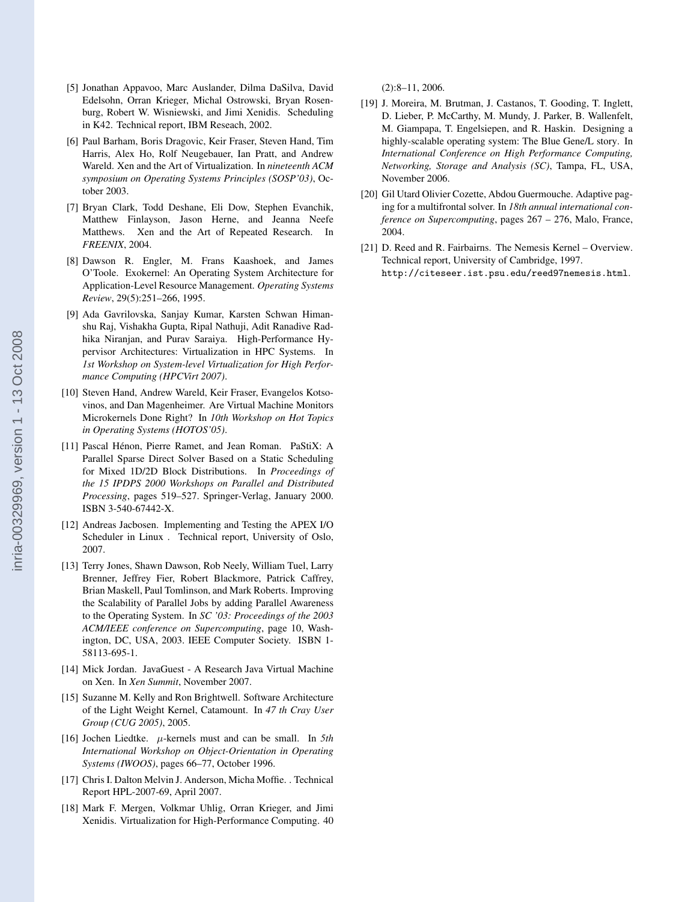[5] Jonathan Appavoo, Marc Auslander, Dilma DaSilva, David Edelsohn, Orran Krieger, Michal Ostrowski, Bryan Rosenburg, Robert W. Wisniewski, and Jimi Xenidis. Scheduling in K42. Technical report, IBM Reseach, 2002.

[6] Paul Barham, Boris Dragovic, Keir Fraser, Steven Hand, Tim Harris, Alex Ho, Rolf Neugebauer, Ian Pratt, and Andrew Wareld. Xen and the Art of Virtualization. In *nineteenth ACM symposium on Operating Systems Principles (SOSP'03)*, October 2003.

[7] Bryan Clark, Todd Deshane, Eli Dow, Stephen Evanchik, Matthew Finlayson, Jason Herne, and Jeanna Neefe Matthews. Xen and the Art of Repeated Research. In *FREENIX*, 2004.

[8] Dawson R. Engler, M. Frans Kaashoek, and James O'Toole. Exokernel: An Operating System Architecture for Application-Level Resource Management. *Operating Systems Review*, 29(5):251–266, 1995.

[9] Ada Gavrilovska, Sanjay Kumar, Karsten Schwan Himanshu Raj, Vishakha Gupta, Ripal Nathuji, Adit Ranadive Radhika Niranjan, and Purav Saraiya. High-Performance Hypervisor Architectures: Virtualization in HPC Systems. In *1st Workshop on System-level Virtualization for High Performance Computing (HPCVirt 2007)*.

[10] Steven Hand, Andrew Wareld, Keir Fraser, Evangelos Kotsovinos, and Dan Magenheimer. Are Virtual Machine Monitors Microkernels Done Right? In *10th Workshop on Hot Topics in Operating Systems (HOTOS'05)*.

[11] Pascal Hénon, Pierre Ramet, and Jean Roman. PaStiX: A Parallel Sparse Direct Solver Based on a Static Scheduling for Mixed 1D/2D Block Distributions. In *Proceedings of the 15 IPDPS 2000 Workshops on Parallel and Distributed Processing*, pages 519–527. Springer-Verlag, January 2000. ISBN 3-540-67442-X.

[12] Andreas Jacbosen. Implementing and Testing the APEX I/O Scheduler in Linux . Technical report, University of Oslo, 2007.

[13] Terry Jones, Shawn Dawson, Rob Neely, William Tuel, Larry Brenner, Jeffrey Fier, Robert Blackmore, Patrick Caffrey, Brian Maskell, Paul Tomlinson, and Mark Roberts. Improving the Scalability of Parallel Jobs by adding Parallel Awareness to the Operating System. In *SC '03: Proceedings of the 2003 ACM/IEEE conference on Supercomputing*, page 10, Washington, DC, USA, 2003. IEEE Computer Society. ISBN 1-58113-695-1.

[14] Mick Jordan. JavaGuest - A Research Java Virtual Machine on Xen. In *Xen Summit*, November 2007.

[15] Suzanne M. Kelly and Ron Brightwell. Software Architecture of the Light Weight Kernel, Catamount. In *47 th Cray User Group (CUG 2005)*, 2005.

[16] Jochen Liedtke. $\mu$-kernels must and can be small. In *5th International Workshop on Object-Orientation in Operating Systems (IWOOS)*, pages 66–77, October 1996.

[17] Chris I. Dalton Melvin J. Anderson, Micha Moffie. . Technical Report HPL-2007-69, April 2007.

[18] Mark F. Mergen, Volkmar Uhlig, Orran Krieger, and Jimi Xenidis. Virtualization for High-Performance Computing. 40 (2):8–11, 2006.

[19] J. Moreira, M. Brutman, J. Castanos, T. Gooding, T. Inglett, D. Lieber, P. McCarthy, M. Mundy, J. Parker, B. Wallenfelt, M. Giampapa, T. Engelsiepen, and R. Haskin. Designing a highly-scalable operating system: The Blue Gene/L story. In *International Conference on High Performance Computing, Networking, Storage and Analysis (SC)*, Tampa, FL, USA, November 2006.

[20] Gil Utard Olivier Cozette, Abdou Guermouche. Adaptive paging for a multifrontal solver. In *18th annual international conference on Supercomputing*, pages 267 – 276, Malo, France, 2004.

[21] D. Reed and R. Fairbairns. The Nemesis Kernel – Overview. Technical report, University of Cambridge, 1997. http://citeseer.ist.psu.edu/reed97nemesis.html.